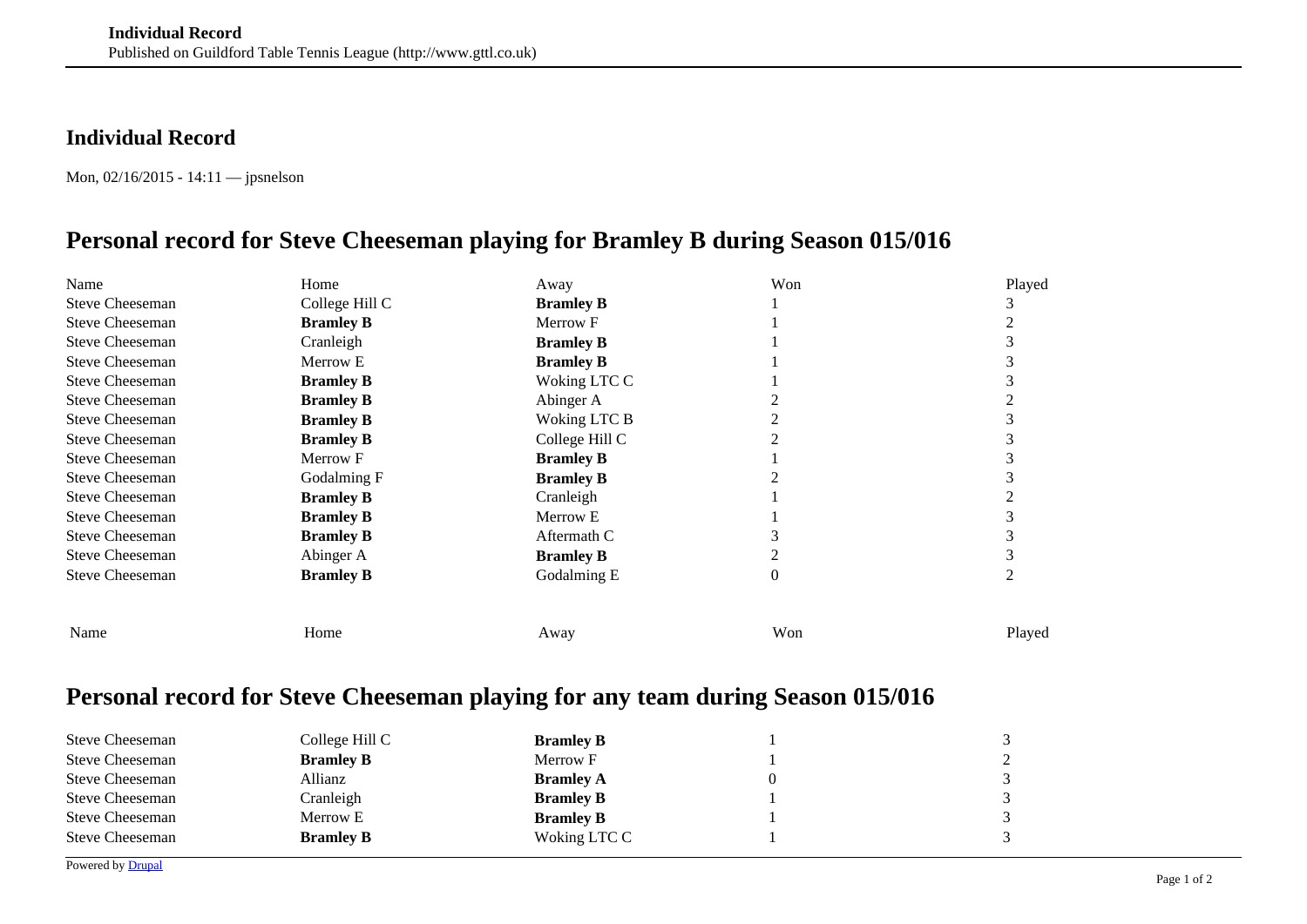## Individual Record

Mon, 02/16/2015 - 14:11 — jpsnelson

# Personal record for Steve Cheeseman playing for Bramley B during Season 015/016

| Name | Home | Away | Won | Played |
|---|---|---|---|---|
| Steve Cheeseman | College Hill C | **Bramley B** | 1 | 3 |
| Steve Cheeseman | **Bramley B** | Merrow F | 1 | 2 |
| Steve Cheeseman | Cranleigh | **Bramley B** | 1 | 3 |
| Steve Cheeseman | Merrow E | **Bramley B** | 1 | 3 |
| Steve Cheeseman | **Bramley B** | Woking LTC C | 1 | 3 |
| Steve Cheeseman | **Bramley B** | Abinger A | 2 | 2 |
| Steve Cheeseman | **Bramley B** | Woking LTC B | 2 | 3 |
| Steve Cheeseman | **Bramley B** | College Hill C | 2 | 3 |
| Steve Cheeseman | Merrow F | **Bramley B** | 1 | 3 |
| Steve Cheeseman | Godalming F | **Bramley B** | 2 | 3 |
| Steve Cheeseman | **Bramley B** | Cranleigh | 1 | 2 |
| Steve Cheeseman | **Bramley B** | Merrow E | 1 | 3 |
| Steve Cheeseman | **Bramley B** | Aftermath C | 3 | 3 |
| Steve Cheeseman | Abinger A | **Bramley B** | 2 | 3 |
| Steve Cheeseman | **Bramley B** | Godalming E | 0 | 2 |
| Name | Home | Away | Won | Played |

# Personal record for Steve Cheeseman playing for any team during Season 015/016

| | | | | |
|---|---|---|---|---|
| Steve Cheeseman | College Hill C | **Bramley B** | 1 | 3 |
| Steve Cheeseman | **Bramley B** | Merrow F | 1 | 2 |
| Steve Cheeseman | Allianz | **Bramley A** | 0 | 3 |
| Steve Cheeseman | Cranleigh | **Bramley B** | 1 | 3 |
| Steve Cheeseman | Merrow E | **Bramley B** | 1 | 3 |
| Steve Cheeseman | **Bramley B** | Woking LTC C | 1 | 3 |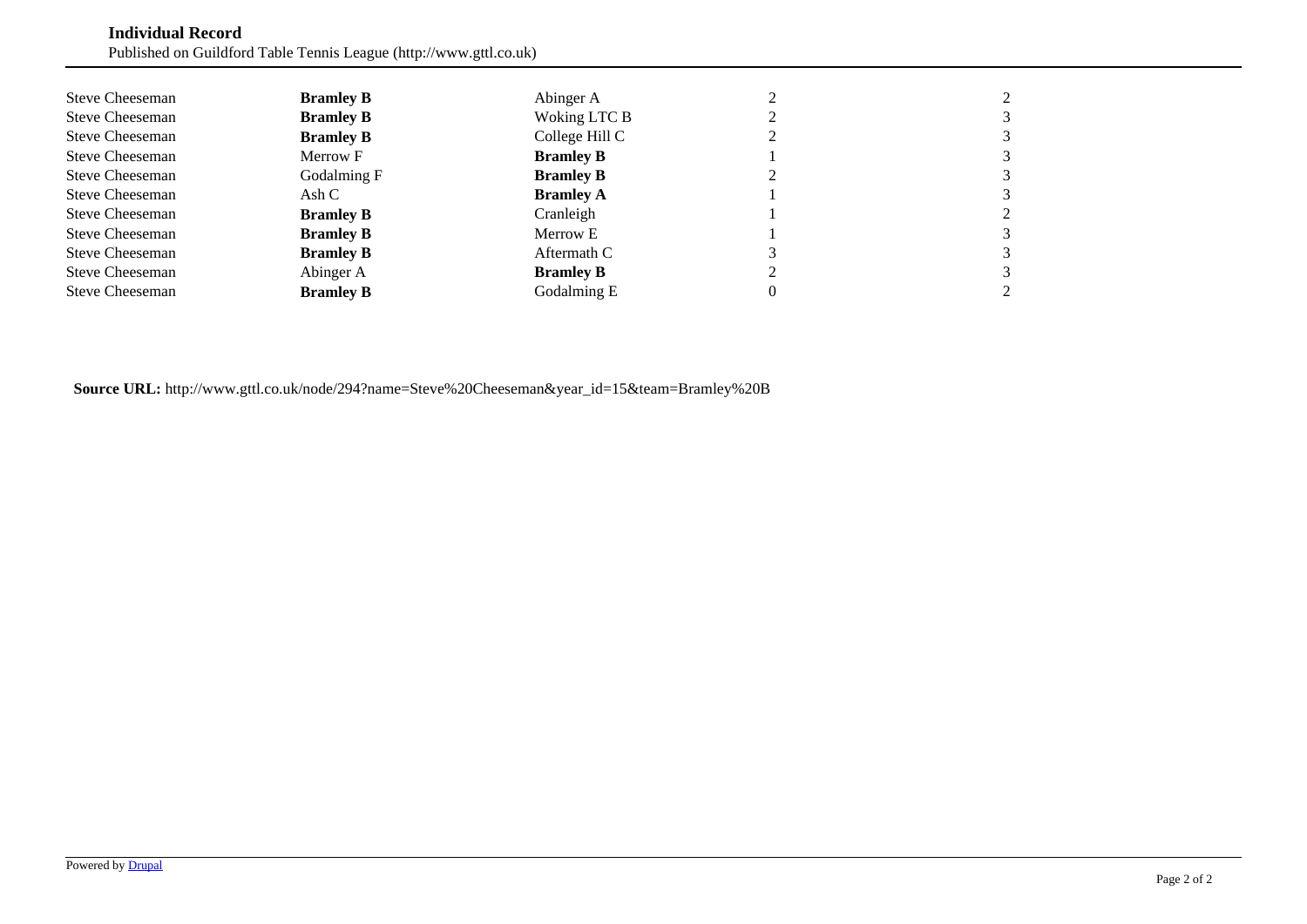**Individual Record**

Published on Guildford Table Tennis League (http://www.gttl.co.uk)

| | | | | |
|---|---|---|---|---|
| Steve Cheeseman | **Bramley B** | Abinger A | 2 | 2 |
| Steve Cheeseman | **Bramley B** | Woking LTC B | 2 | 3 |
| Steve Cheeseman | **Bramley B** | College Hill C | 2 | 3 |
| Steve Cheeseman | Merrow F | **Bramley B** | 1 | 3 |
| Steve Cheeseman | Godalming F | **Bramley B** | 2 | 3 |
| Steve Cheeseman | Ash C | **Bramley A** | 1 | 3 |
| Steve Cheeseman | **Bramley B** | Cranleigh | 1 | 2 |
| Steve Cheeseman | **Bramley B** | Merrow E | 1 | 3 |
| Steve Cheeseman | **Bramley B** | Aftermath C | 3 | 3 |
| Steve Cheeseman | Abinger A | **Bramley B** | 2 | 3 |
| Steve Cheeseman | **Bramley B** | Godalming E | 0 | 2 |

**Source URL:** http://www.gttl.co.uk/node/294?name=Steve%20Cheeseman&year_id=15&team=Bramley%20B

Powered by Drupal